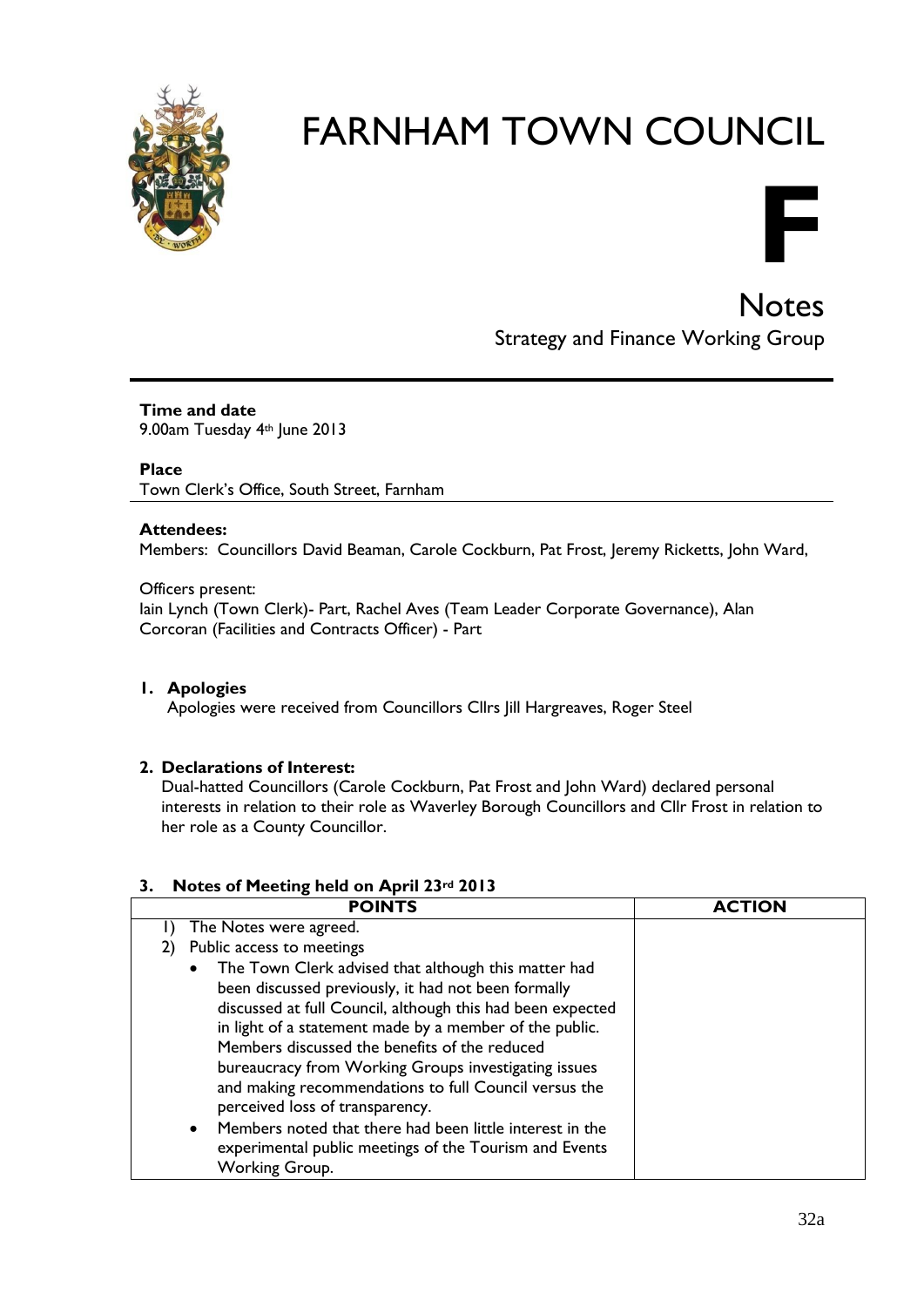# FARNHAM TOWN COUNCIL

**F**

## Notes

Strategy and Finance Working Group

**Time and date**
9.00am Tuesday 4th June 2013

**Place**
Town Clerk's Office, South Street, Farnham

**Attendees:**
Members: Councillors David Beaman, Carole Cockburn, Pat Frost, Jeremy Ricketts, John Ward,

Officers present:
Iain Lynch (Town Clerk)- Part, Rachel Aves (Team Leader Corporate Governance), Alan Corcoran (Facilities and Contracts Officer) - Part

**1. Apologies**
Apologies were received from Councillors Cllrs Jill Hargreaves, Roger Steel

**2. Declarations of Interest:**
Dual-hatted Councillors (Carole Cockburn, Pat Frost and John Ward) declared personal interests in relation to their role as Waverley Borough Councillors and Cllr Frost in relation to her role as a County Councillor.

**3. Notes of Meeting held on April 23rd 2013**

| POINTS | ACTION |
|---|---|
| 1) The Notes were agreed.<br>2) Public access to meetings<br>• The Town Clerk advised that although this matter had been discussed previously, it had not been formally discussed at full Council, although this had been expected in light of a statement made by a member of the public. Members discussed the benefits of the reduced bureaucracy from Working Groups investigating issues and making recommendations to full Council versus the perceived loss of transparency.<br>• Members noted that there had been little interest in the experimental public meetings of the Tourism and Events Working Group. | |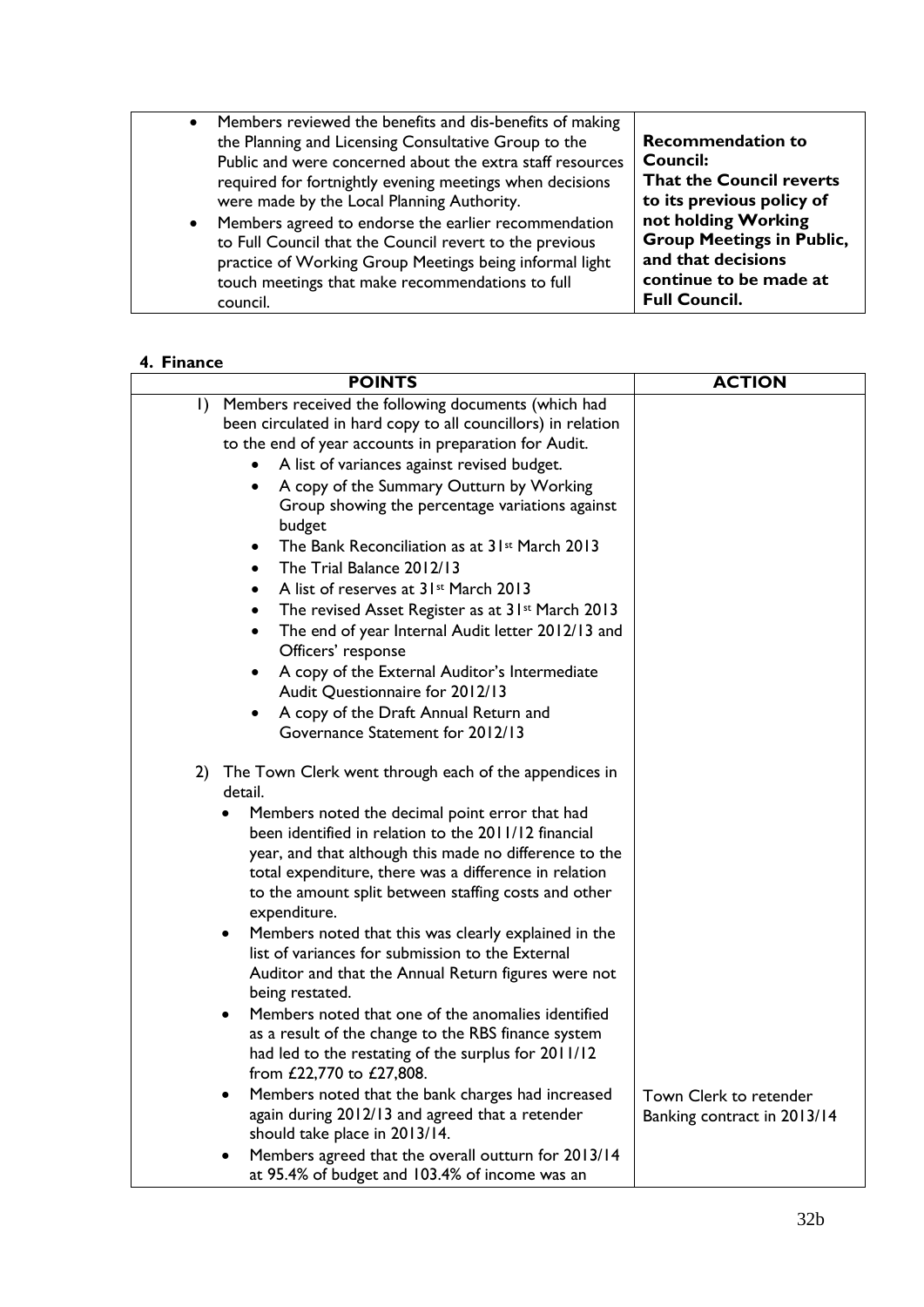| | |
|---|---|
| • Members reviewed the benefits and dis-benefits of making the Planning and Licensing Consultative Group to the Public and were concerned about the extra staff resources required for fortnightly evening meetings when decisions were made by the Local Planning Authority.<br>• Members agreed to endorse the earlier recommendation to Full Council that the Council revert to the previous practice of Working Group Meetings being informal light touch meetings that make recommendations to full council. | **Recommendation to Council: That the Council reverts to its previous policy of not holding Working Group Meetings in Public, and that decisions continue to be made at Full Council.** |

## 4. Finance

| POINTS | ACTION |
|---|---|
| 1) Members received the following documents (which had been circulated in hard copy to all councillors) in relation to the end of year accounts in preparation for Audit.<br>• A list of variances against revised budget.<br>• A copy of the Summary Outturn by Working Group showing the percentage variations against budget<br>• The Bank Reconciliation as at 31st March 2013<br>• The Trial Balance 2012/13<br>• A list of reserves at 31st March 2013<br>• The revised Asset Register as at 31st March 2013<br>• The end of year Internal Audit letter 2012/13 and Officers' response<br>• A copy of the External Auditor's Intermediate Audit Questionnaire for 2012/13<br>• A copy of the Draft Annual Return and Governance Statement for 2012/13 | |
| 2) The Town Clerk went through each of the appendices in detail.<br>• Members noted the decimal point error that had been identified in relation to the 2011/12 financial year, and that although this made no difference to the total expenditure, there was a difference in relation to the amount split between staffing costs and other expenditure.<br>• Members noted that this was clearly explained in the list of variances for submission to the External Auditor and that the Annual Return figures were not being restated.<br>• Members noted that one of the anomalies identified as a result of the change to the RBS finance system had led to the restating of the surplus for 2011/12 from £22,770 to £27,808. | |
| • Members noted that the bank charges had increased again during 2012/13 and agreed that a retender should take place in 2013/14. | Town Clerk to retender Banking contract in 2013/14 |
| • Members agreed that the overall outturn for 2013/14 at 95.4% of budget and 103.4% of income was an | |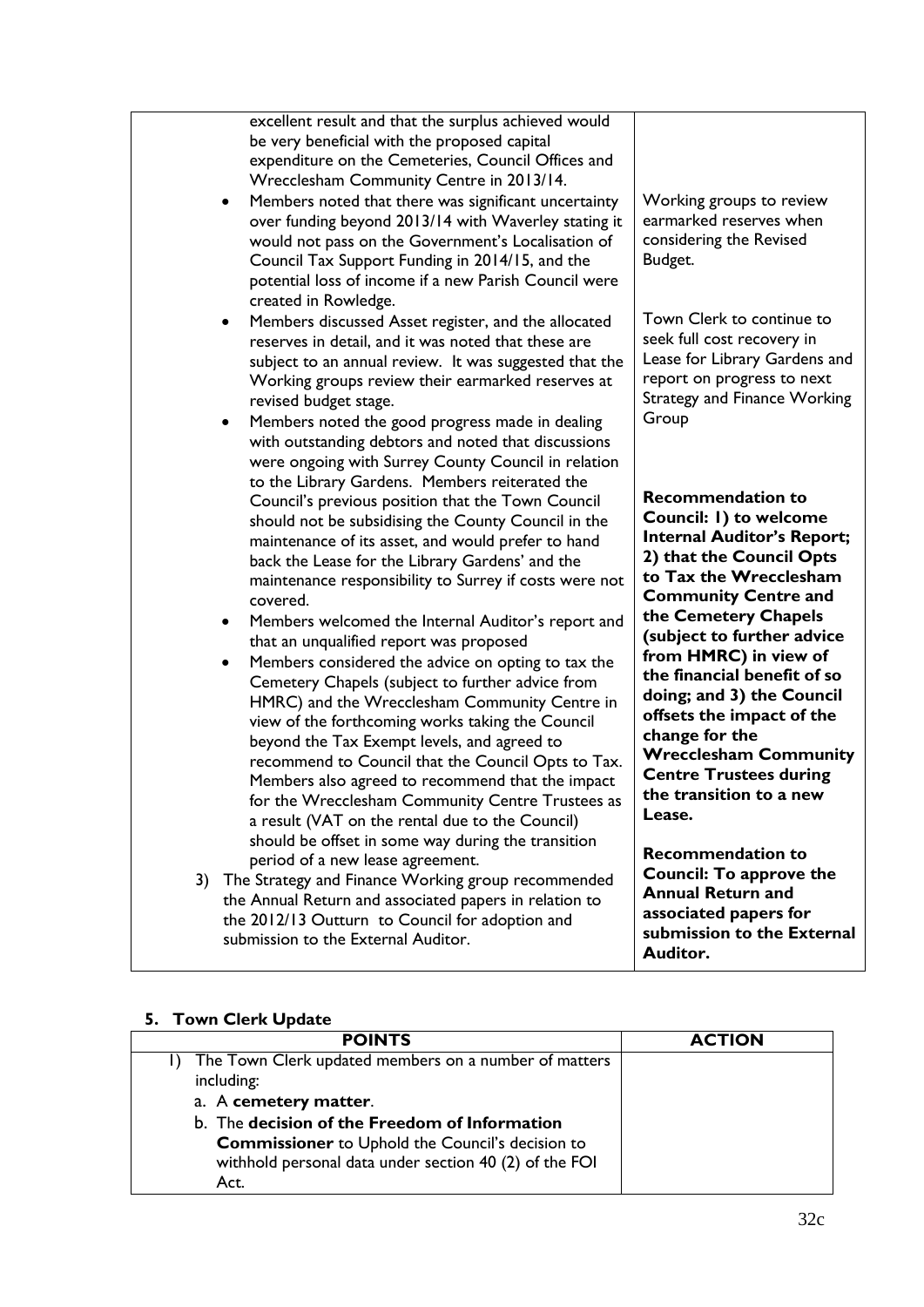| | |
|---|---|
| excellent result and that the surplus achieved would be very beneficial with the proposed capital expenditure on the Cemeteries, Council Offices and Wrecclesham Community Centre in 2013/14.<br>• Members noted that there was significant uncertainty over funding beyond 2013/14 with Waverley stating it would not pass on the Government's Localisation of Council Tax Support Funding in 2014/15, and the potential loss of income if a new Parish Council were created in Rowledge.<br>• Members discussed Asset register, and the allocated reserves in detail, and it was noted that these are subject to an annual review. It was suggested that the Working groups review their earmarked reserves at revised budget stage.<br>• Members noted the good progress made in dealing with outstanding debtors and noted that discussions were ongoing with Surrey County Council in relation to the Library Gardens. Members reiterated the Council's previous position that the Town Council should not be subsidising the County Council in the maintenance of its asset, and would prefer to hand back the Lease for the Library Gardens' and the maintenance responsibility to Surrey if costs were not covered.<br>• Members welcomed the Internal Auditor's report and that an unqualified report was proposed<br>• Members considered the advice on opting to tax the Cemetery Chapels (subject to further advice from HMRC) and the Wrecclesham Community Centre in view of the forthcoming works taking the Council beyond the Tax Exempt levels, and agreed to recommend to Council that the Council Opts to Tax. Members also agreed to recommend that the impact for the Wrecclesham Community Centre Trustees as a result (VAT on the rental due to the Council) should be offset in some way during the transition period of a new lease agreement.<br>3) The Strategy and Finance Working group recommended the Annual Return and associated papers in relation to the 2012/13 Outturn to Council for adoption and submission to the External Auditor. | Working groups to review earmarked reserves when considering the Revised Budget.<br><br>Town Clerk to continue to seek full cost recovery in Lease for Library Gardens and report on progress to next Strategy and Finance Working Group<br><br>**Recommendation to Council: 1) to welcome Internal Auditor's Report; 2) that the Council Opts to Tax the Wrecclesham Community Centre and the Cemetery Chapels (subject to further advice from HMRC) in view of the financial benefit of so doing; and 3) the Council offsets the impact of the change for the Wrecclesham Community Centre Trustees during the transition to a new Lease.**<br><br>**Recommendation to Council: To approve the Annual Return and associated papers for submission to the External Auditor.** |

## 5. Town Clerk Update

| POINTS | ACTION |
|---|---|
| 1) The Town Clerk updated members on a number of matters including:<br>a. A **cemetery matter**.<br>b. The **decision of the Freedom of Information Commissioner** to Uphold the Council's decision to withhold personal data under section 40 (2) of the FOI Act. | |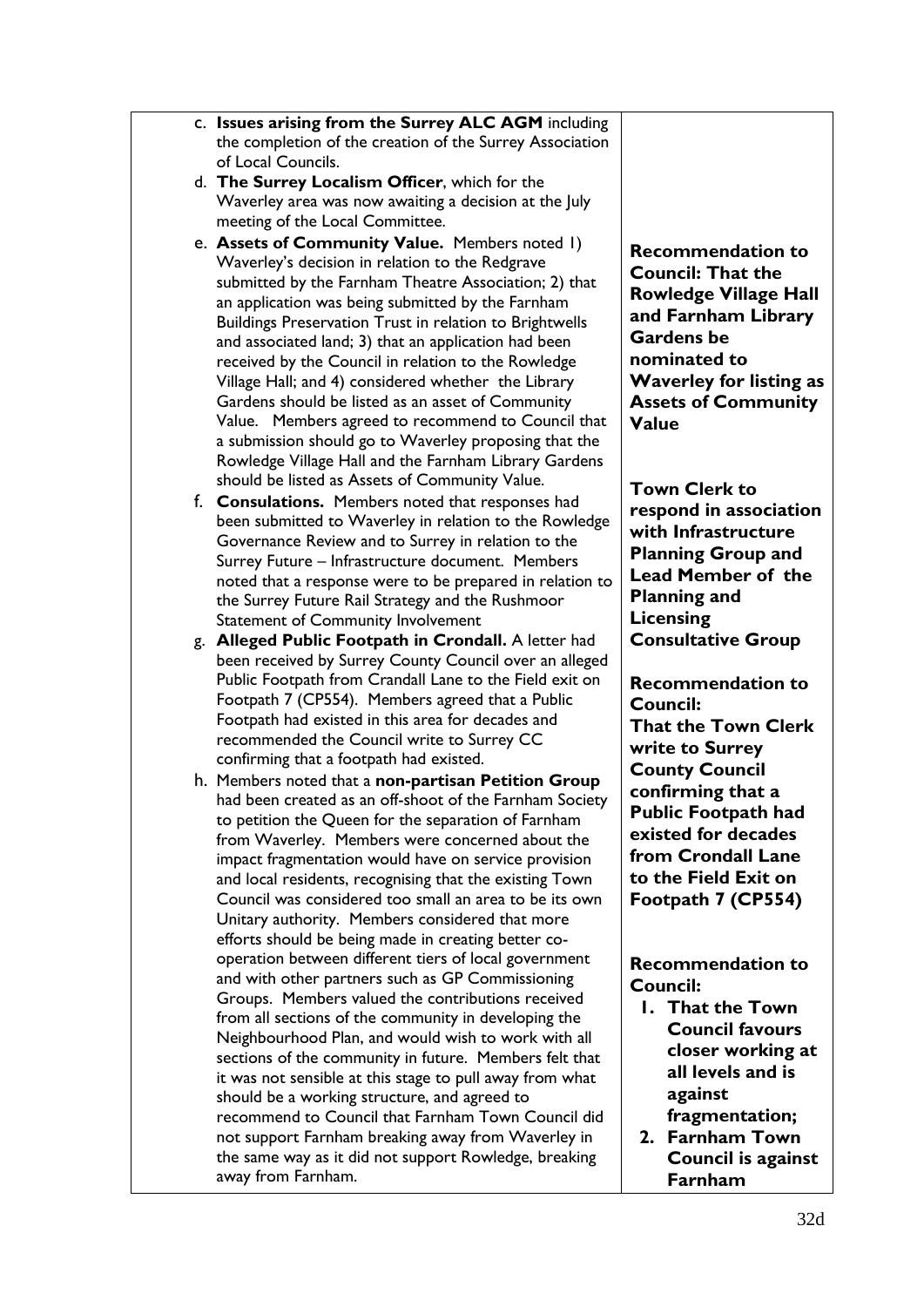| | |
|---|---|
| c. **Issues arising from the Surrey ALC AGM** including the completion of the creation of the Surrey Association of Local Councils. | |
| d. **The Surrey Localism Officer**, which for the Waverley area was now awaiting a decision at the July meeting of the Local Committee. | |
| e. **Assets of Community Value.** Members noted 1) Waverley's decision in relation to the Redgrave submitted by the Farnham Theatre Association; 2) that an application was being submitted by the Farnham Buildings Preservation Trust in relation to Brightwells and associated land; 3) that an application had been received by the Council in relation to the Rowledge Village Hall; and 4) considered whether the Library Gardens should be listed as an asset of Community Value. Members agreed to recommend to Council that a submission should go to Waverley proposing that the Rowledge Village Hall and the Farnham Library Gardens should be listed as Assets of Community Value. | **Recommendation to Council: That the Rowledge Village Hall and Farnham Library Gardens be nominated to Waverley for listing as Assets of Community Value** |
| f. **Consulations.** Members noted that responses had been submitted to Waverley in relation to the Rowledge Governance Review and to Surrey in relation to the Surrey Future – Infrastructure document. Members noted that a response were to be prepared in relation to the Surrey Future Rail Strategy and the Rushmoor Statement of Community Involvement | **Town Clerk to respond in association with Infrastructure Planning Group and Lead Member of the Planning and Licensing Consultative Group** |
| g. **Alleged Public Footpath in Crondall.** A letter had been received by Surrey County Council over an alleged Public Footpath from Crandall Lane to the Field exit on Footpath 7 (CP554). Members agreed that a Public Footpath had existed in this area for decades and recommended the Council write to Surrey CC confirming that a footpath had existed. | **Recommendation to Council: That the Town Clerk write to Surrey County Council confirming that a Public Footpath had existed for decades from Crondall Lane to the Field Exit on Footpath 7 (CP554)** |
| h. Members noted that a **non-partisan Petition Group** had been created as an off-shoot of the Farnham Society to petition the Queen for the separation of Farnham from Waverley. Members were concerned about the impact fragmentation would have on service provision and local residents, recognising that the existing Town Council was considered too small an area to be its own Unitary authority. Members considered that more efforts should be being made in creating better co-operation between different tiers of local government and with other partners such as GP Commissioning Groups. Members valued the contributions received from all sections of the community in developing the Neighbourhood Plan, and would wish to work with all sections of the community in future. Members felt that it was not sensible at this stage to pull away from what should be a working structure, and agreed to recommend to Council that Farnham Town Council did not support Farnham breaking away from Waverley in the same way as it did not support Rowledge, breaking away from Farnham. | **Recommendation to Council:**<br>**1. That the Town Council favours closer working at all levels and is against fragmentation;**<br>**2. Farnham Town Council is against Farnham** |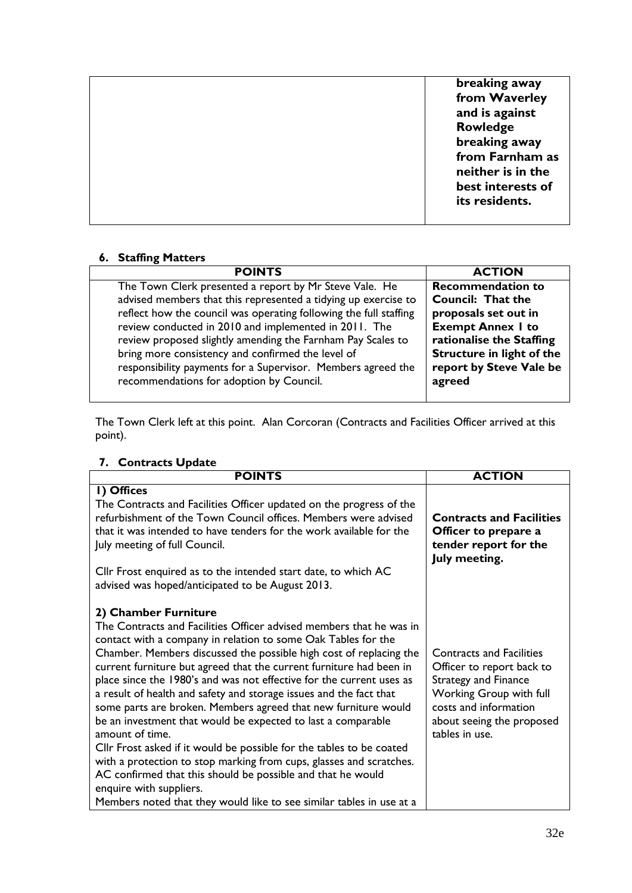| | |
|---|---|
| | **breaking away from Waverley and is against Rowledge breaking away from Farnham as neither is in the best interests of its residents.** |

### 6. Staffing Matters

| POINTS | ACTION |
|---|---|
| The Town Clerk presented a report by Mr Steve Vale. He advised members that this represented a tidying up exercise to reflect how the council was operating following the full staffing review conducted in 2010 and implemented in 2011. The review proposed slightly amending the Farnham Pay Scales to bring more consistency and confirmed the level of responsibility payments for a Supervisor. Members agreed the recommendations for adoption by Council. | **Recommendation to Council: That the proposals set out in Exempt Annex 1 to rationalise the Staffing Structure in light of the report by Steve Vale be agreed** |

The Town Clerk left at this point. Alan Corcoran (Contracts and Facilities Officer arrived at this point).

### 7. Contracts Update

| POINTS | ACTION |
|---|---|
| **1) Offices**<br>The Contracts and Facilities Officer updated on the progress of the refurbishment of the Town Council offices. Members were advised that it was intended to have tenders for the work available for the July meeting of full Council.<br><br>Cllr Frost enquired as to the intended start date, to which AC advised was hoped/anticipated to be August 2013. | **Contracts and Facilities Officer to prepare a tender report for the July meeting.** |
| **2) Chamber Furniture**<br>The Contracts and Facilities Officer advised members that he was in contact with a company in relation to some Oak Tables for the Chamber. Members discussed the possible high cost of replacing the current furniture but agreed that the current furniture had been in place since the 1980's and was not effective for the current uses as a result of health and safety and storage issues and the fact that some parts are broken. Members agreed that new furniture would be an investment that would be expected to last a comparable amount of time.<br>Cllr Frost asked if it would be possible for the tables to be coated with a protection to stop marking from cups, glasses and scratches. AC confirmed that this should be possible and that he would enquire with suppliers.<br>Members noted that they would like to see similar tables in use at a | Contracts and Facilities Officer to report back to Strategy and Finance Working Group with full costs and information about seeing the proposed tables in use. |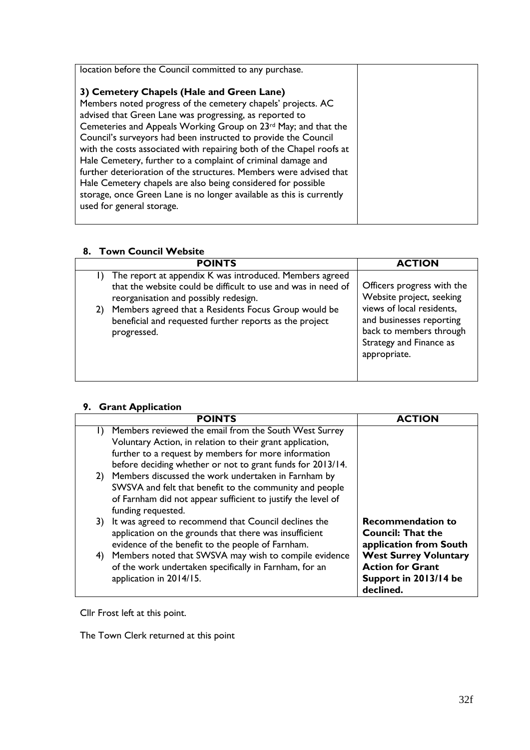| | |
|---|---|
| location before the Council committed to any purchase.<br><br>**3) Cemetery Chapels (Hale and Green Lane)**<br>Members noted progress of the cemetery chapels' projects. AC advised that Green Lane was progressing, as reported to Cemeteries and Appeals Working Group on 23rd May; and that the Council's surveyors had been instructed to provide the Council with the costs associated with repairing both of the Chapel roofs at Hale Cemetery, further to a complaint of criminal damage and further deterioration of the structures. Members were advised that Hale Cemetery chapels are also being considered for possible storage, once Green Lane is no longer available as this is currently used for general storage. | |

## 8. Town Council Website

| POINTS | ACTION |
|---|---|
| 1) The report at appendix K was introduced. Members agreed that the website could be difficult to use and was in need of reorganisation and possibly redesign.<br>2) Members agreed that a Residents Focus Group would be beneficial and requested further reports as the project progressed. | Officers progress with the Website project, seeking views of local residents, and businesses reporting back to members through Strategy and Finance as appropriate. |

## 9. Grant Application

| POINTS | ACTION |
|---|---|
| 1) Members reviewed the email from the South West Surrey Voluntary Action, in relation to their grant application, further to a request by members for more information before deciding whether or not to grant funds for 2013/14.<br>2) Members discussed the work undertaken in Farnham by SWSVA and felt that benefit to the community and people of Farnham did not appear sufficient to justify the level of funding requested.<br>3) It was agreed to recommend that Council declines the application on the grounds that there was insufficient evidence of the benefit to the people of Farnham.<br>4) Members noted that SWSVA may wish to compile evidence of the work undertaken specifically in Farnham, for an application in 2014/15. | **Recommendation to Council: That the application from South West Surrey Voluntary Action for Grant Support in 2013/14 be declined.** |

Cllr Frost left at this point.

The Town Clerk returned at this point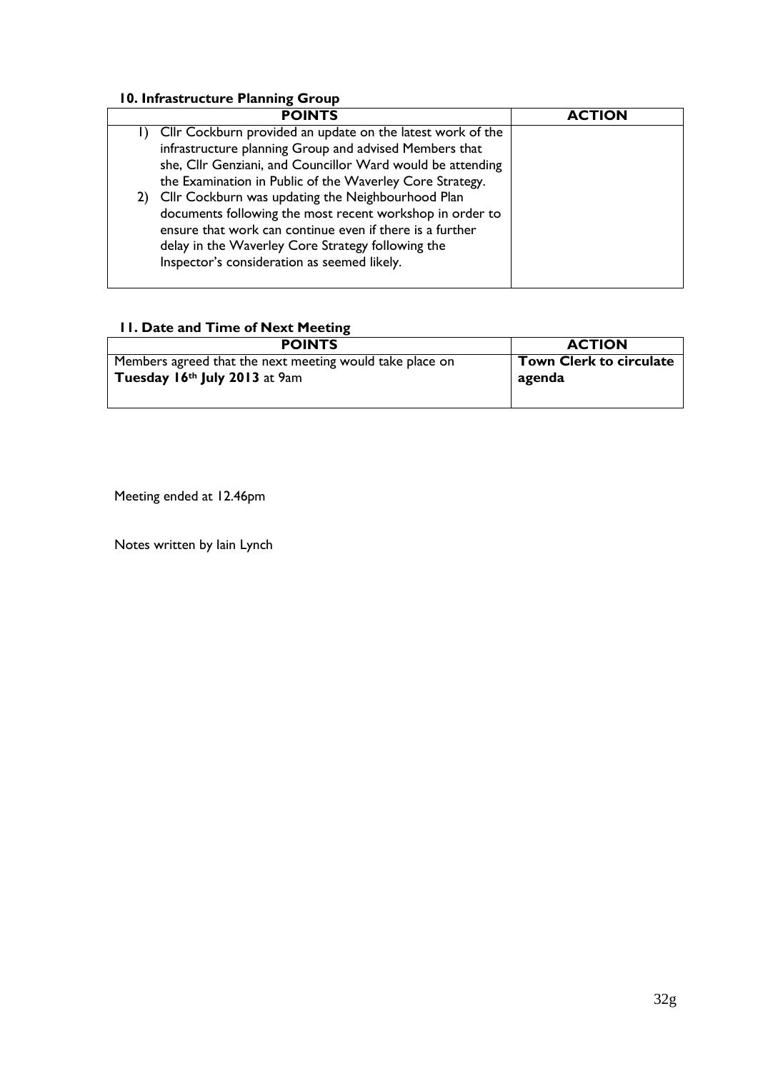### 10. Infrastructure Planning Group

| POINTS | ACTION |
|---|---|
| 1) Cllr Cockburn provided an update on the latest work of the infrastructure planning Group and advised Members that she, Cllr Genziani, and Councillor Ward would be attending the Examination in Public of the Waverley Core Strategy.<br>2) Cllr Cockburn was updating the Neighbourhood Plan documents following the most recent workshop in order to ensure that work can continue even if there is a further delay in the Waverley Core Strategy following the Inspector's consideration as seemed likely. | |

### 11. Date and Time of Next Meeting

| POINTS | ACTION |
|---|---|
| Members agreed that the next meeting would take place on **Tuesday 16th July 2013** at 9am | **Town Clerk to circulate agenda** |

Meeting ended at 12.46pm

Notes written by Iain Lynch